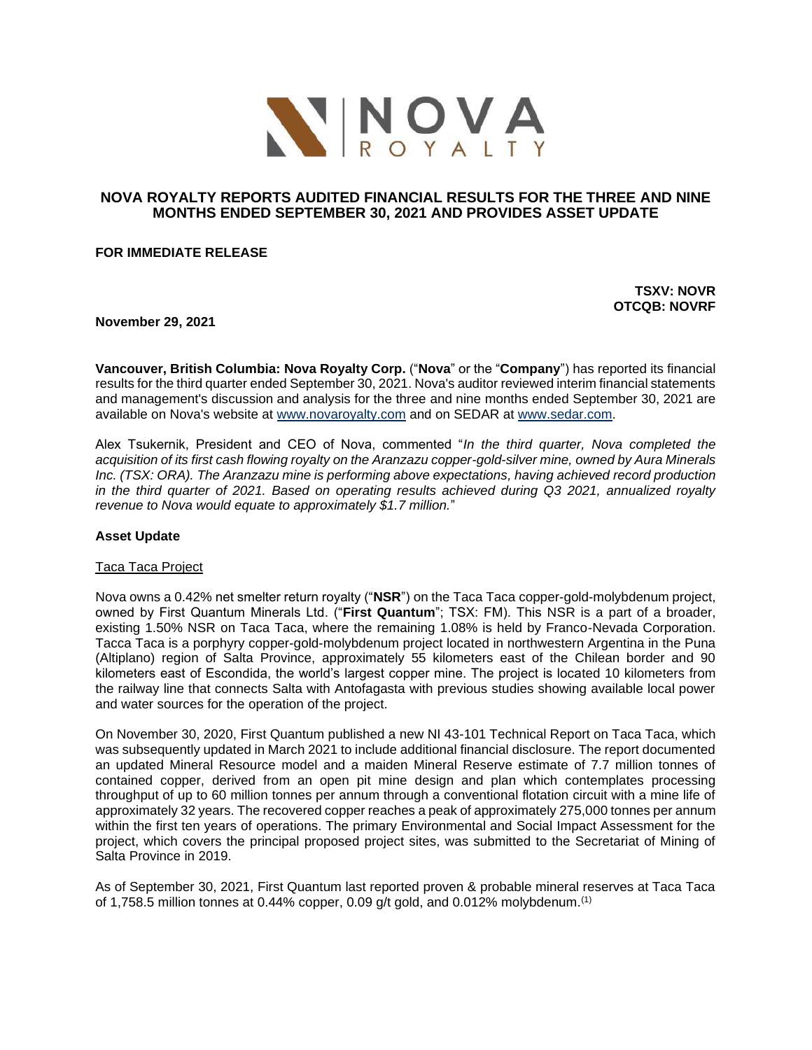# NOVA ROYALTY REPORTS AUDITED FINANCIAL RESULTS FOR THE THREE AND NINE MONTHS ENDED SEPTEMBER 30, 2021 AND PROVIDES ASSET UPDATE

**FOR IMMEDIATE RELEASE**

**TSXV: NOVR**
**OTCQB: NOVRF**

**November 29, 2021**

**Vancouver, British Columbia: Nova Royalty Corp.** ("**Nova**" or the "**Company**") has reported its financial results for the third quarter ended September 30, 2021. Nova's auditor reviewed interim financial statements and management's discussion and analysis for the three and nine months ended September 30, 2021 are available on Nova's website at www.novaroyalty.com and on SEDAR at www.sedar.com.

Alex Tsukernik, President and CEO of Nova, commented "*In the third quarter, Nova completed the acquisition of its first cash flowing royalty on the Aranzazu copper-gold-silver mine, owned by Aura Minerals Inc. (TSX: ORA). The Aranzazu mine is performing above expectations, having achieved record production in the third quarter of 2021. Based on operating results achieved during Q3 2021, annualized royalty revenue to Nova would equate to approximately $1.7 million.*"

**Asset Update**

Taca Taca Project

Nova owns a 0.42% net smelter return royalty ("**NSR**") on the Taca Taca copper-gold-molybdenum project, owned by First Quantum Minerals Ltd. ("**First Quantum**"; TSX: FM). This NSR is a part of a broader, existing 1.50% NSR on Taca Taca, where the remaining 1.08% is held by Franco-Nevada Corporation. Tacca Taca is a porphyry copper-gold-molybdenum project located in northwestern Argentina in the Puna (Altiplano) region of Salta Province, approximately 55 kilometers east of the Chilean border and 90 kilometers east of Escondida, the world's largest copper mine. The project is located 10 kilometers from the railway line that connects Salta with Antofagasta with previous studies showing available local power and water sources for the operation of the project.

On November 30, 2020, First Quantum published a new NI 43-101 Technical Report on Taca Taca, which was subsequently updated in March 2021 to include additional financial disclosure. The report documented an updated Mineral Resource model and a maiden Mineral Reserve estimate of 7.7 million tonnes of contained copper, derived from an open pit mine design and plan which contemplates processing throughput of up to 60 million tonnes per annum through a conventional flotation circuit with a mine life of approximately 32 years. The recovered copper reaches a peak of approximately 275,000 tonnes per annum within the first ten years of operations. The primary Environmental and Social Impact Assessment for the project, which covers the principal proposed project sites, was submitted to the Secretariat of Mining of Salta Province in 2019.

As of September 30, 2021, First Quantum last reported proven & probable mineral reserves at Taca Taca of 1,758.5 million tonnes at 0.44% copper, 0.09 g/t gold, and 0.012% molybdenum.[(1)]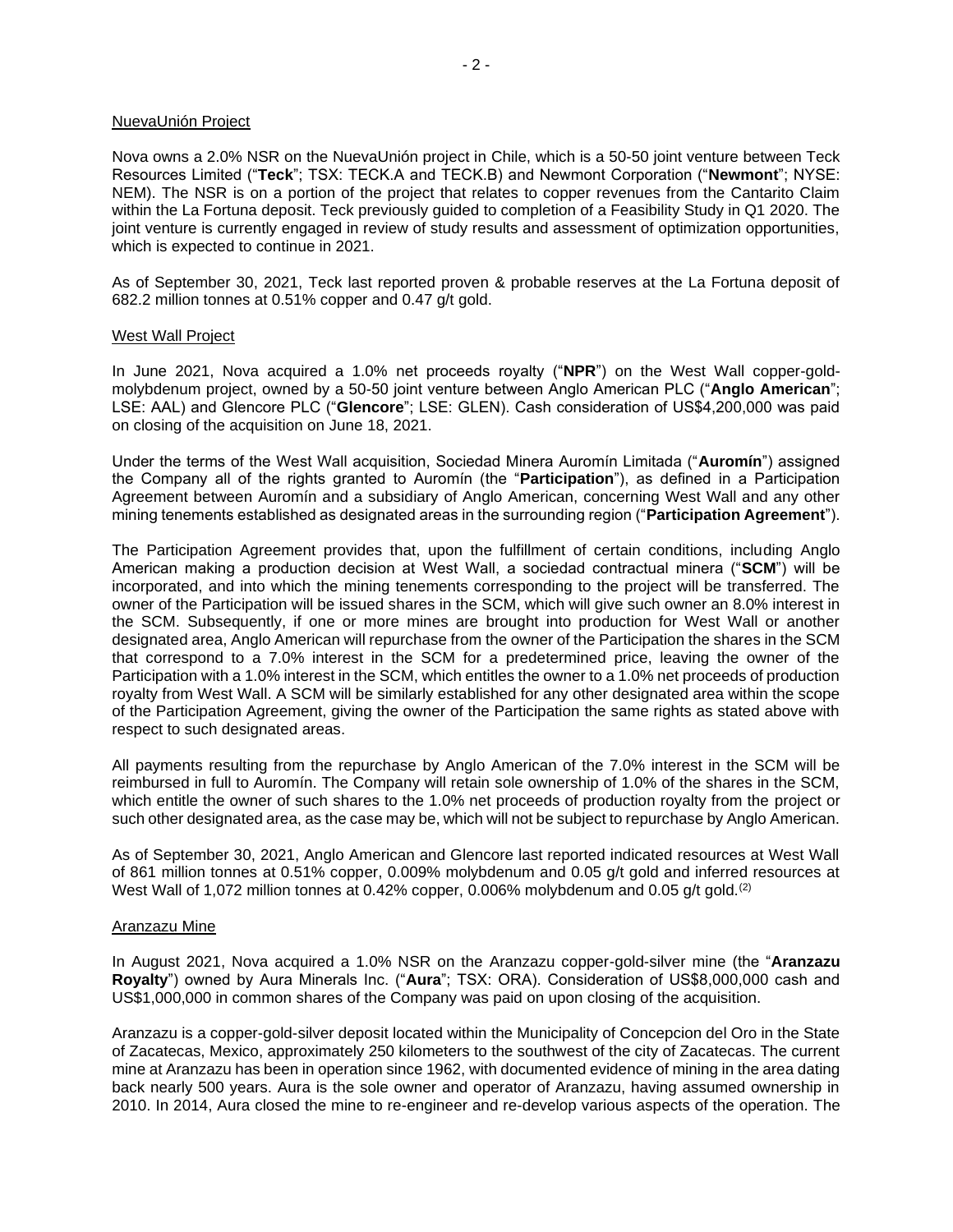NuevaUnión Project

Nova owns a 2.0% NSR on the NuevaUnión project in Chile, which is a 50-50 joint venture between Teck Resources Limited ("**Teck**"; TSX: TECK.A and TECK.B) and Newmont Corporation ("**Newmont**"; NYSE: NEM). The NSR is on a portion of the project that relates to copper revenues from the Cantarito Claim within the La Fortuna deposit. Teck previously guided to completion of a Feasibility Study in Q1 2020. The joint venture is currently engaged in review of study results and assessment of optimization opportunities, which is expected to continue in 2021.

As of September 30, 2021, Teck last reported proven & probable reserves at the La Fortuna deposit of 682.2 million tonnes at 0.51% copper and 0.47 g/t gold.

West Wall Project

In June 2021, Nova acquired a 1.0% net proceeds royalty ("**NPR**") on the West Wall copper-gold-molybdenum project, owned by a 50-50 joint venture between Anglo American PLC ("**Anglo American**"; LSE: AAL) and Glencore PLC ("**Glencore**"; LSE: GLEN). Cash consideration of US$4,200,000 was paid on closing of the acquisition on June 18, 2021.

Under the terms of the West Wall acquisition, Sociedad Minera Auromín Limitada ("**Auromín**") assigned the Company all of the rights granted to Auromín (the "**Participation**"), as defined in a Participation Agreement between Auromín and a subsidiary of Anglo American, concerning West Wall and any other mining tenements established as designated areas in the surrounding region ("**Participation Agreement**").

The Participation Agreement provides that, upon the fulfillment of certain conditions, including Anglo American making a production decision at West Wall, a sociedad contractual minera ("**SCM**") will be incorporated, and into which the mining tenements corresponding to the project will be transferred. The owner of the Participation will be issued shares in the SCM, which will give such owner an 8.0% interest in the SCM. Subsequently, if one or more mines are brought into production for West Wall or another designated area, Anglo American will repurchase from the owner of the Participation the shares in the SCM that correspond to a 7.0% interest in the SCM for a predetermined price, leaving the owner of the Participation with a 1.0% interest in the SCM, which entitles the owner to a 1.0% net proceeds of production royalty from West Wall. A SCM will be similarly established for any other designated area within the scope of the Participation Agreement, giving the owner of the Participation the same rights as stated above with respect to such designated areas.

All payments resulting from the repurchase by Anglo American of the 7.0% interest in the SCM will be reimbursed in full to Auromín. The Company will retain sole ownership of 1.0% of the shares in the SCM, which entitle the owner of such shares to the 1.0% net proceeds of production royalty from the project or such other designated area, as the case may be, which will not be subject to repurchase by Anglo American.

As of September 30, 2021, Anglo American and Glencore last reported indicated resources at West Wall of 861 million tonnes at 0.51% copper, 0.009% molybdenum and 0.05 g/t gold and inferred resources at West Wall of 1,072 million tonnes at 0.42% copper, 0.006% molybdenum and 0.05 g/t gold.[(2)]

Aranzazu Mine

In August 2021, Nova acquired a 1.0% NSR on the Aranzazu copper-gold-silver mine (the "**Aranzazu Royalty**") owned by Aura Minerals Inc. ("**Aura**"; TSX: ORA). Consideration of US$8,000,000 cash and US$1,000,000 in common shares of the Company was paid on upon closing of the acquisition.

Aranzazu is a copper-gold-silver deposit located within the Municipality of Concepcion del Oro in the State of Zacatecas, Mexico, approximately 250 kilometers to the southwest of the city of Zacatecas. The current mine at Aranzazu has been in operation since 1962, with documented evidence of mining in the area dating back nearly 500 years. Aura is the sole owner and operator of Aranzazu, having assumed ownership in 2010. In 2014, Aura closed the mine to re-engineer and re-develop various aspects of the operation. The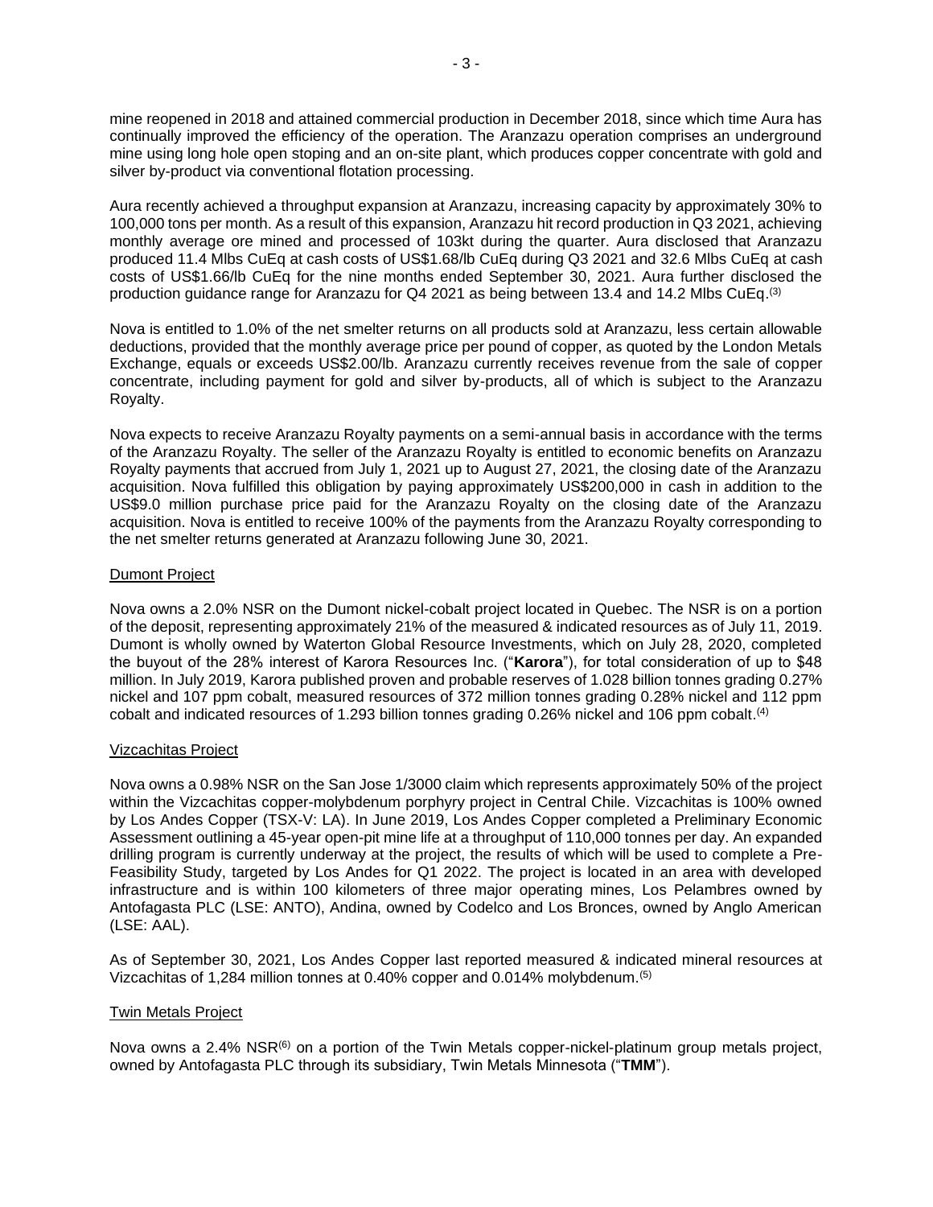mine reopened in 2018 and attained commercial production in December 2018, since which time Aura has continually improved the efficiency of the operation. The Aranzazu operation comprises an underground mine using long hole open stoping and an on-site plant, which produces copper concentrate with gold and silver by-product via conventional flotation processing.

Aura recently achieved a throughput expansion at Aranzazu, increasing capacity by approximately 30% to 100,000 tons per month. As a result of this expansion, Aranzazu hit record production in Q3 2021, achieving monthly average ore mined and processed of 103kt during the quarter. Aura disclosed that Aranzazu produced 11.4 Mlbs CuEq at cash costs of US$1.68/lb CuEq during Q3 2021 and 32.6 Mlbs CuEq at cash costs of US$1.66/lb CuEq for the nine months ended September 30, 2021. Aura further disclosed the production guidance range for Aranzazu for Q4 2021 as being between 13.4 and 14.2 Mlbs CuEq.(3)

Nova is entitled to 1.0% of the net smelter returns on all products sold at Aranzazu, less certain allowable deductions, provided that the monthly average price per pound of copper, as quoted by the London Metals Exchange, equals or exceeds US$2.00/lb. Aranzazu currently receives revenue from the sale of copper concentrate, including payment for gold and silver by-products, all of which is subject to the Aranzazu Royalty.

Nova expects to receive Aranzazu Royalty payments on a semi-annual basis in accordance with the terms of the Aranzazu Royalty. The seller of the Aranzazu Royalty is entitled to economic benefits on Aranzazu Royalty payments that accrued from July 1, 2021 up to August 27, 2021, the closing date of the Aranzazu acquisition. Nova fulfilled this obligation by paying approximately US$200,000 in cash in addition to the US$9.0 million purchase price paid for the Aranzazu Royalty on the closing date of the Aranzazu acquisition. Nova is entitled to receive 100% of the payments from the Aranzazu Royalty corresponding to the net smelter returns generated at Aranzazu following June 30, 2021.

Dumont Project

Nova owns a 2.0% NSR on the Dumont nickel-cobalt project located in Quebec. The NSR is on a portion of the deposit, representing approximately 21% of the measured & indicated resources as of July 11, 2019. Dumont is wholly owned by Waterton Global Resource Investments, which on July 28, 2020, completed the buyout of the 28% interest of Karora Resources Inc. ("**Karora**"), for total consideration of up to $48 million. In July 2019, Karora published proven and probable reserves of 1.028 billion tonnes grading 0.27% nickel and 107 ppm cobalt, measured resources of 372 million tonnes grading 0.28% nickel and 112 ppm cobalt and indicated resources of 1.293 billion tonnes grading 0.26% nickel and 106 ppm cobalt.(4)

Vizcachitas Project

Nova owns a 0.98% NSR on the San Jose 1/3000 claim which represents approximately 50% of the project within the Vizcachitas copper-molybdenum porphyry project in Central Chile. Vizcachitas is 100% owned by Los Andes Copper (TSX-V: LA). In June 2019, Los Andes Copper completed a Preliminary Economic Assessment outlining a 45-year open-pit mine life at a throughput of 110,000 tonnes per day. An expanded drilling program is currently underway at the project, the results of which will be used to complete a Pre-Feasibility Study, targeted by Los Andes for Q1 2022. The project is located in an area with developed infrastructure and is within 100 kilometers of three major operating mines, Los Pelambres owned by Antofagasta PLC (LSE: ANTO), Andina, owned by Codelco and Los Bronces, owned by Anglo American (LSE: AAL).

As of September 30, 2021, Los Andes Copper last reported measured & indicated mineral resources at Vizcachitas of 1,284 million tonnes at 0.40% copper and 0.014% molybdenum.(5)

Twin Metals Project

Nova owns a 2.4% NSR(6) on a portion of the Twin Metals copper-nickel-platinum group metals project, owned by Antofagasta PLC through its subsidiary, Twin Metals Minnesota ("**TMM**").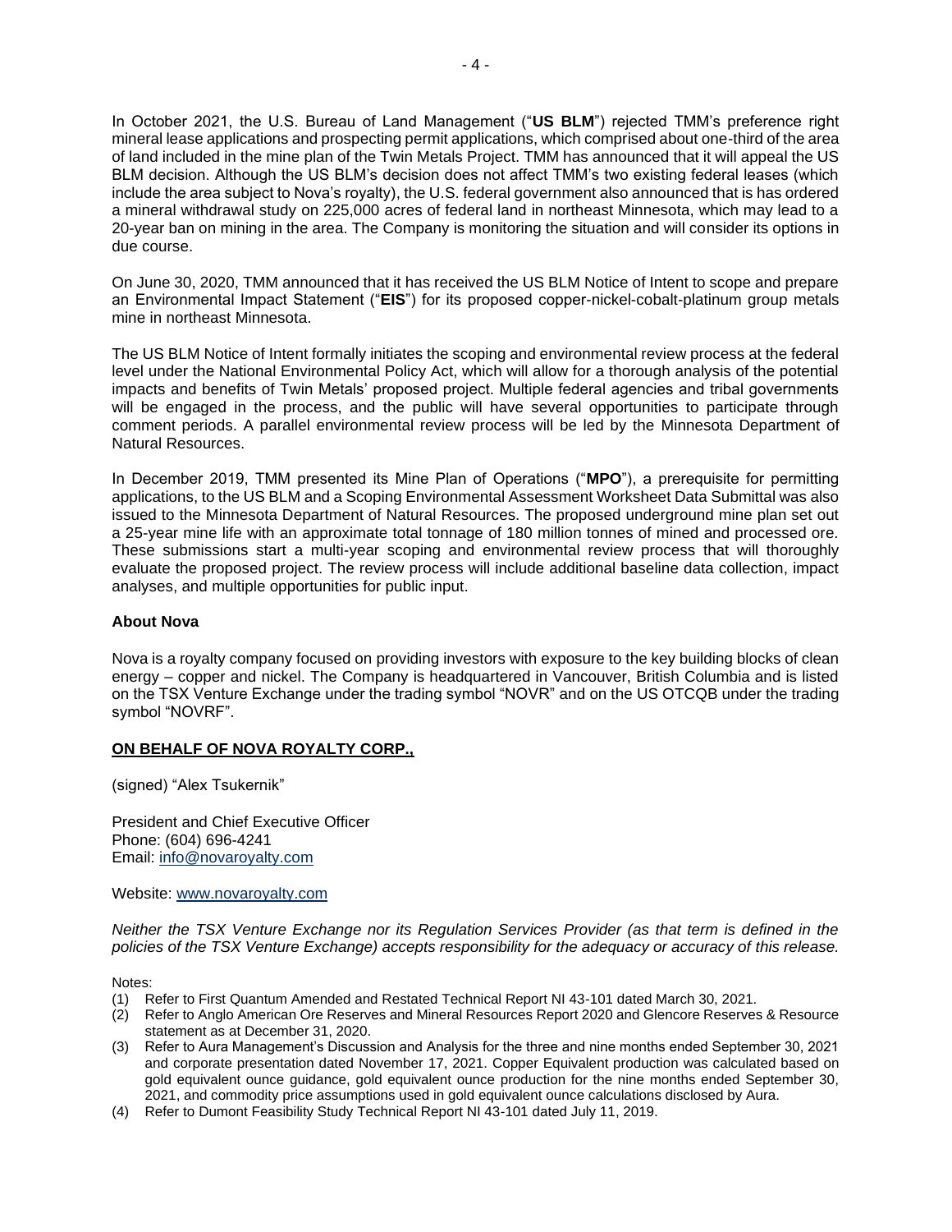In October 2021, the U.S. Bureau of Land Management ("**US BLM**") rejected TMM's preference right mineral lease applications and prospecting permit applications, which comprised about one-third of the area of land included in the mine plan of the Twin Metals Project. TMM has announced that it will appeal the US BLM decision. Although the US BLM's decision does not affect TMM's two existing federal leases (which include the area subject to Nova's royalty), the U.S. federal government also announced that is has ordered a mineral withdrawal study on 225,000 acres of federal land in northeast Minnesota, which may lead to a 20-year ban on mining in the area. The Company is monitoring the situation and will consider its options in due course.

On June 30, 2020, TMM announced that it has received the US BLM Notice of Intent to scope and prepare an Environmental Impact Statement ("**EIS**") for its proposed copper-nickel-cobalt-platinum group metals mine in northeast Minnesota.

The US BLM Notice of Intent formally initiates the scoping and environmental review process at the federal level under the National Environmental Policy Act, which will allow for a thorough analysis of the potential impacts and benefits of Twin Metals' proposed project. Multiple federal agencies and tribal governments will be engaged in the process, and the public will have several opportunities to participate through comment periods. A parallel environmental review process will be led by the Minnesota Department of Natural Resources.

In December 2019, TMM presented its Mine Plan of Operations ("**MPO**"), a prerequisite for permitting applications, to the US BLM and a Scoping Environmental Assessment Worksheet Data Submittal was also issued to the Minnesota Department of Natural Resources. The proposed underground mine plan set out a 25-year mine life with an approximate total tonnage of 180 million tonnes of mined and processed ore. These submissions start a multi-year scoping and environmental review process that will thoroughly evaluate the proposed project. The review process will include additional baseline data collection, impact analyses, and multiple opportunities for public input.

**About Nova**

Nova is a royalty company focused on providing investors with exposure to the key building blocks of clean energy – copper and nickel. The Company is headquartered in Vancouver, British Columbia and is listed on the TSX Venture Exchange under the trading symbol "NOVR" and on the US OTCQB under the trading symbol "NOVRF".

**ON BEHALF OF NOVA ROYALTY CORP.,**

(signed) "Alex Tsukernik"

President and Chief Executive Officer
Phone: (604) 696-4241
Email: info@novaroyalty.com

Website: www.novaroyalty.com

*Neither the TSX Venture Exchange nor its Regulation Services Provider (as that term is defined in the policies of the TSX Venture Exchange) accepts responsibility for the adequacy or accuracy of this release.*

Notes:

(1) Refer to First Quantum Amended and Restated Technical Report NI 43-101 dated March 30, 2021.
(2) Refer to Anglo American Ore Reserves and Mineral Resources Report 2020 and Glencore Reserves & Resource statement as at December 31, 2020.
(3) Refer to Aura Management's Discussion and Analysis for the three and nine months ended September 30, 2021 and corporate presentation dated November 17, 2021. Copper Equivalent production was calculated based on gold equivalent ounce guidance, gold equivalent ounce production for the nine months ended September 30, 2021, and commodity price assumptions used in gold equivalent ounce calculations disclosed by Aura.
(4) Refer to Dumont Feasibility Study Technical Report NI 43-101 dated July 11, 2019.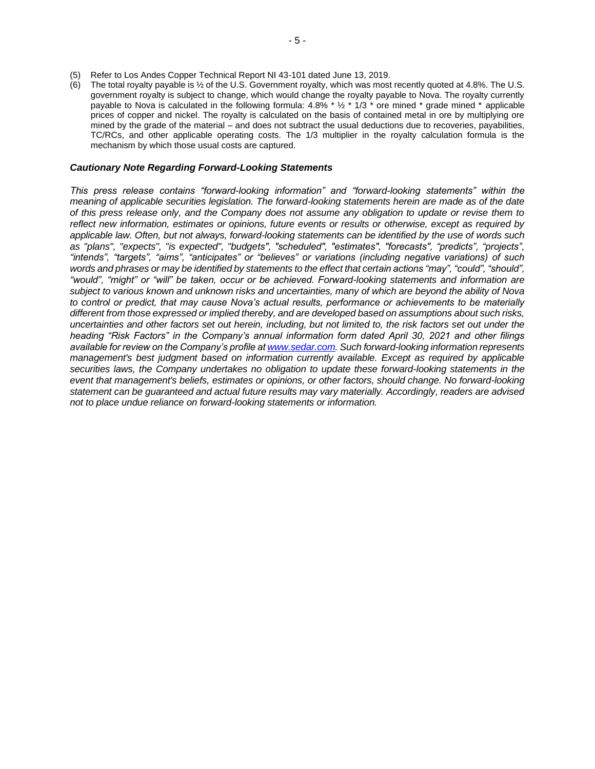(5) Refer to Los Andes Copper Technical Report NI 43-101 dated June 13, 2019.

(6) The total royalty payable is ½ of the U.S. Government royalty, which was most recently quoted at 4.8%. The U.S. government royalty is subject to change, which would change the royalty payable to Nova. The royalty currently payable to Nova is calculated in the following formula: 4.8% * ½ * 1/3 * ore mined * grade mined * applicable prices of copper and nickel. The royalty is calculated on the basis of contained metal in ore by multiplying ore mined by the grade of the material – and does not subtract the usual deductions due to recoveries, payabilities, TC/RCs, and other applicable operating costs. The 1/3 multiplier in the royalty calculation formula is the mechanism by which those usual costs are captured.

***Cautionary Note Regarding Forward-Looking Statements***

*This press release contains "forward-looking information" and "forward-looking statements" within the meaning of applicable securities legislation. The forward-looking statements herein are made as of the date of this press release only, and the Company does not assume any obligation to update or revise them to reflect new information, estimates or opinions, future events or results or otherwise, except as required by applicable law. Often, but not always, forward-looking statements can be identified by the use of words such as "plans", "expects", "is expected", "budgets", "scheduled", "estimates", "forecasts", "predicts", "projects", "intends", "targets", "aims", "anticipates" or "believes" or variations (including negative variations) of such words and phrases or may be identified by statements to the effect that certain actions "may", "could", "should", "would", "might" or "will" be taken, occur or be achieved. Forward-looking statements and information are subject to various known and unknown risks and uncertainties, many of which are beyond the ability of Nova to control or predict, that may cause Nova's actual results, performance or achievements to be materially different from those expressed or implied thereby, and are developed based on assumptions about such risks, uncertainties and other factors set out herein, including, but not limited to, the risk factors set out under the heading "Risk Factors" in the Company's annual information form dated April 30, 2021 and other filings available for review on the Company's profile at www.sedar.com. Such forward-looking information represents management's best judgment based on information currently available. Except as required by applicable securities laws, the Company undertakes no obligation to update these forward-looking statements in the event that management's beliefs, estimates or opinions, or other factors, should change. No forward-looking statement can be guaranteed and actual future results may vary materially. Accordingly, readers are advised not to place undue reliance on forward-looking statements or information.*